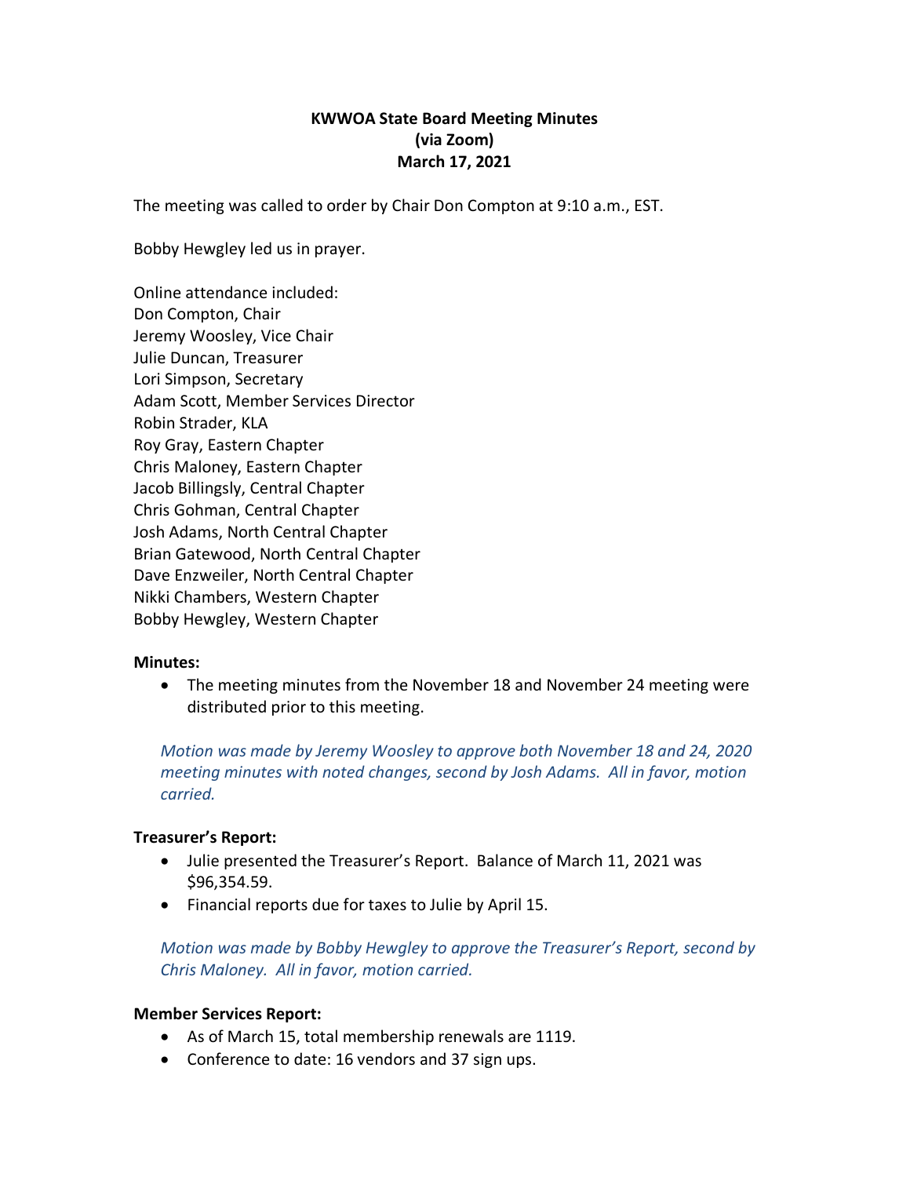**KWWOA State Board Meeting Minutes**
**(via Zoom)**
**March 17, 2021**

The meeting was called to order by Chair Don Compton at 9:10 a.m., EST.

Bobby Hewgley led us in prayer.

Online attendance included:
Don Compton, Chair
Jeremy Woosley, Vice Chair
Julie Duncan, Treasurer
Lori Simpson, Secretary
Adam Scott, Member Services Director
Robin Strader, KLA
Roy Gray, Eastern Chapter
Chris Maloney, Eastern Chapter
Jacob Billingsly, Central Chapter
Chris Gohman, Central Chapter
Josh Adams, North Central Chapter
Brian Gatewood, North Central Chapter
Dave Enzweiler, North Central Chapter
Nikki Chambers, Western Chapter
Bobby Hewgley, Western Chapter

**Minutes:**

- The meeting minutes from the November 18 and November 24 meeting were distributed prior to this meeting.

*Motion was made by Jeremy Woosley to approve both November 18 and 24, 2020 meeting minutes with noted changes, second by Josh Adams. All in favor, motion carried.*

**Treasurer's Report:**

- Julie presented the Treasurer's Report. Balance of March 11, 2021 was $96,354.59.
- Financial reports due for taxes to Julie by April 15.

*Motion was made by Bobby Hewgley to approve the Treasurer's Report, second by Chris Maloney. All in favor, motion carried.*

**Member Services Report:**

- As of March 15, total membership renewals are 1119.
- Conference to date: 16 vendors and 37 sign ups.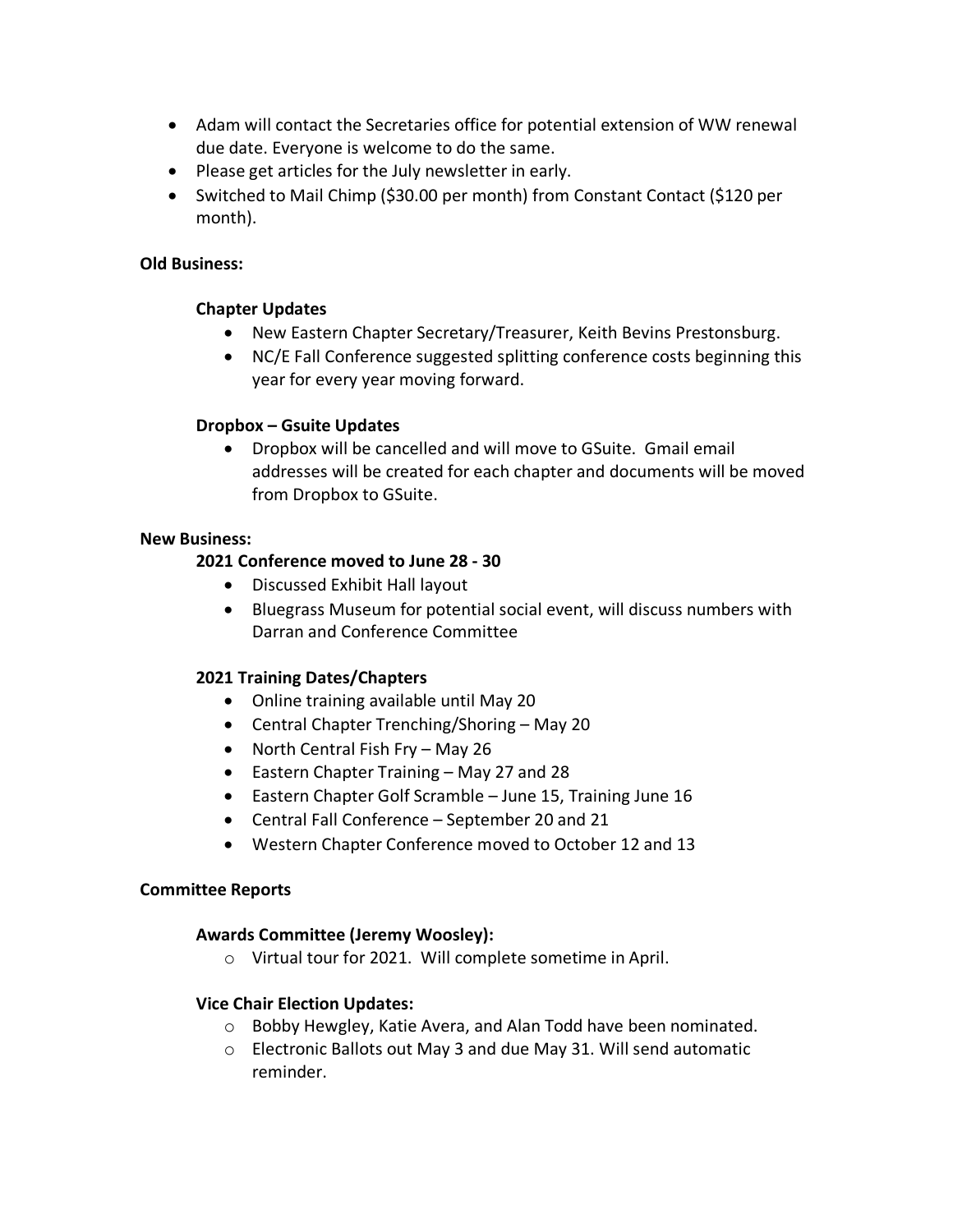- Adam will contact the Secretaries office for potential extension of WW renewal due date. Everyone is welcome to do the same.
- Please get articles for the July newsletter in early.
- Switched to Mail Chimp ($30.00 per month) from Constant Contact ($120 per month).

**Old Business:**

**Chapter Updates**

- New Eastern Chapter Secretary/Treasurer, Keith Bevins Prestonsburg.
- NC/E Fall Conference suggested splitting conference costs beginning this year for every year moving forward.

**Dropbox – Gsuite Updates**

- Dropbox will be cancelled and will move to GSuite. Gmail email addresses will be created for each chapter and documents will be moved from Dropbox to GSuite.

**New Business:**

**2021 Conference moved to June 28 - 30**

- Discussed Exhibit Hall layout
- Bluegrass Museum for potential social event, will discuss numbers with Darran and Conference Committee

**2021 Training Dates/Chapters**

- Online training available until May 20
- Central Chapter Trenching/Shoring – May 20
- North Central Fish Fry – May 26
- Eastern Chapter Training – May 27 and 28
- Eastern Chapter Golf Scramble – June 15, Training June 16
- Central Fall Conference – September 20 and 21
- Western Chapter Conference moved to October 12 and 13

**Committee Reports**

**Awards Committee (Jeremy Woosley):**

- Virtual tour for 2021. Will complete sometime in April.

**Vice Chair Election Updates:**

- Bobby Hewgley, Katie Avera, and Alan Todd have been nominated.
- Electronic Ballots out May 3 and due May 31. Will send automatic reminder.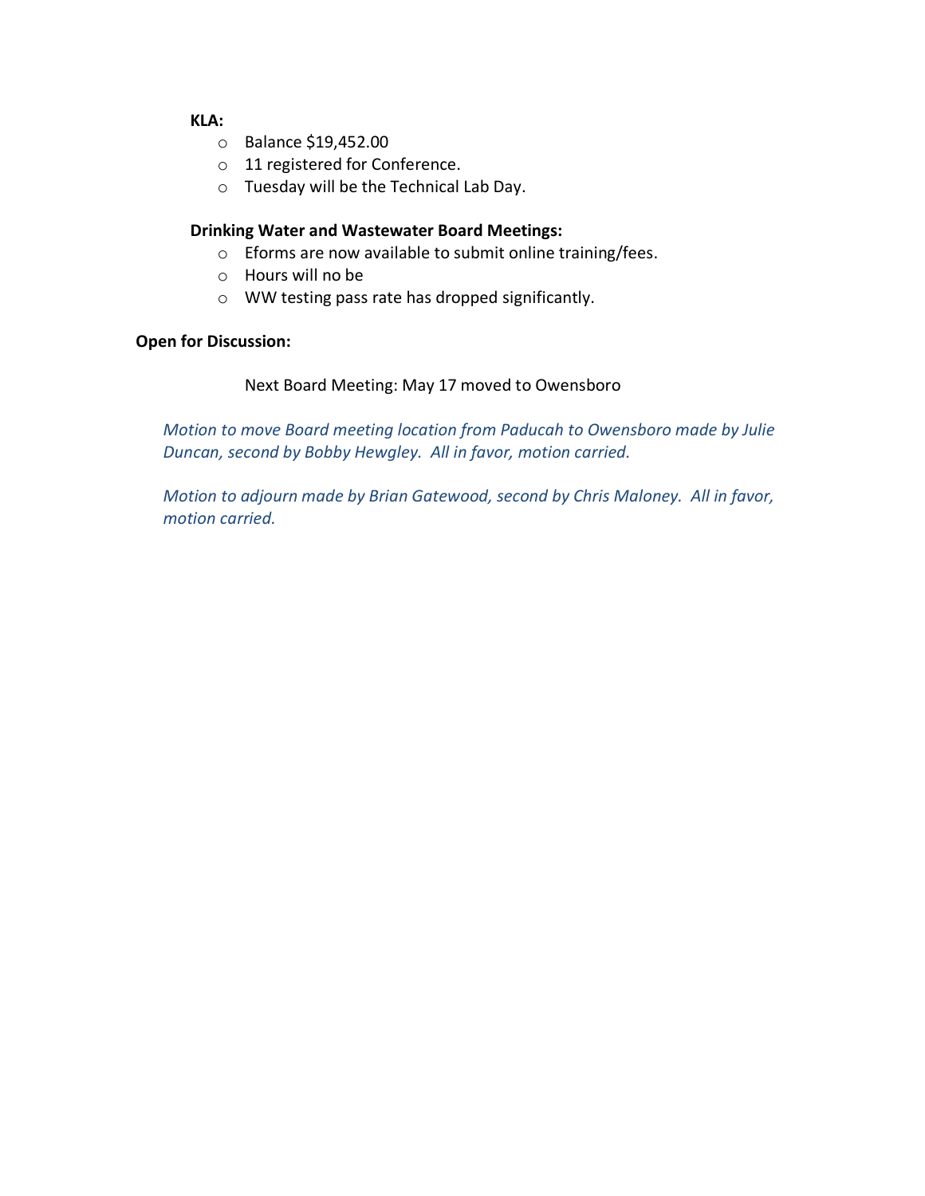**KLA:**

- Balance $19,452.00
- 11 registered for Conference.
- Tuesday will be the Technical Lab Day.

**Drinking Water and Wastewater Board Meetings:**

- Eforms are now available to submit online training/fees.
- Hours will no be
- WW testing pass rate has dropped significantly.

**Open for Discussion:**

Next Board Meeting: May 17 moved to Owensboro

*Motion to move Board meeting location from Paducah to Owensboro made by Julie Duncan, second by Bobby Hewgley. All in favor, motion carried.*

*Motion to adjourn made by Brian Gatewood, second by Chris Maloney. All in favor, motion carried.*